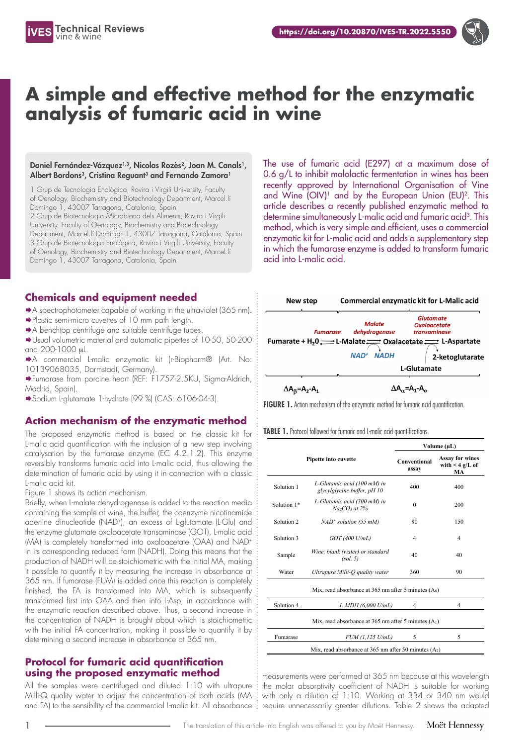# A simple and effective method for the enzymatic analysis of fumaric acid in wine

**Daniel Fernández-Vázquez[1,3], Nicolas Rozès[2], Joan M. Canals[1], Albert Bordons[3], Cristina Reguant[3] and Fernando Zamora[1]**

1 Grup de Tecnologia Enològica, Rovira i Virgili University, Faculty of Oenology, Biochemistry and Biotechnology Department, Marcel.lí Domingo 1, 43007 Tarragona, Catalonia, Spain
2 Grup de Biotecnologia Microbiana dels Aliments, Rovira i Virgili University, Faculty of Oenology, Biochemistry and Biotechnology Department, Marcel.lí Domingo 1, 43007 Tarragona, Catalonia, Spain
3 Grup de Biotecnologia Enològica, Rovira i Virgili University, Faculty of Oenology, Biochemistry and Biotechnology Department, Marcel.lí Domingo 1, 43007 Tarragona, Catalonia, Spain

The use of fumaric acid (E297) at a maximum dose of 0.6 g/L to inhibit malolactic fermentation in wines has been recently approved by International Organisation of Vine and Wine (OIV)[1] and by the European Union (EU)[2]. This article describes a recently published enzymatic method to determine simultaneously L-malic acid and fumaric acid[3]. This method, which is very simple and efficient, uses a commercial enzymatic kit for L-malic acid and adds a supplementary step in which the fumarase enzyme is added to transform fumaric acid into L-malic acid.

## Chemicals and equipment needed

- A spectrophotometer capable of working in the ultraviolet (365 nm).
- Plastic semi-micro cuvettes of 10 mm path length.
- A benchtop centrifuge and suitable centrifuge tubes.
- Usual volumetric material and automatic pipettes of 10-50, 50-200 and 200-1000 µL.
- A commercial L-malic enzymatic kit (r-Biopharm® (Art. No: 10139068035, Darmstadt, Germany).
- Fumarase from porcine heart (REF: F1757-2.5KU, Sigma-Aldrich, Madrid, Spain).
- Sodium L-glutamate 1-hydrate (99 %) (CAS: 6106-04-3).

## Action mechanism of the enzymatic method

The proposed enzymatic method is based on the classic kit for L-malic acid quantification with the inclusion of a new step involving catalysation by the fumarase enzyme (EC 4.2.1.2). This enzyme reversibly transforms fumaric acid into L-malic acid, thus allowing the determination of fumaric acid by using it in connection with a classic L-malic acid kit.

Figure 1 shows its action mechanism.

Briefly, when L-malate dehydrogenase is added to the reaction media containing the sample of wine, the buffer, the coenzyme nicotinamide adenine dinucleotide ($NAD^+$), an excess of L-glutamate (L-Glu) and the enzyme glutamate oxaloacetate transaminase (GOT), L-malic acid (MA) is completely transformed into oxaloacetate (OAA) and $NAD^+$ in its corresponding reduced form (NADH). Doing this means that the production of NADH will be stoichiometric with the initial MA, making it possible to quantify it by measuring the increase in absorbance at 365 nm. If fumarase (FUM) is added once this reaction is completely finished, the FA is transformed into MA, which is subsequently transformed first into OAA and then into L-Asp, in accordance with the enzymatic reaction described above. Thus, a second increase in the concentration of NADH is brought about which is stoichiometric with the initial FA concentration, making it possible to quantify it by determining a second increase in absorbance at 365 nm.

| New step | Commercial enzymatic kit for L-Malic acid |
|---|---|
| Fumarate + $H_2O$ ⇌ (*Fumarase*) L-Malate | L-Malate ⇌ (*Malate dehydrogenase*; $NAD^+$ → NADH) Oxalacetate ⇌ (*Glutamate Oxaloacetate transaminase*; L-Glutamate → 2-ketoglutarate) L-Aspartate |
| $\Delta A_\beta = A_2 - A_1$ | $\Delta A_\alpha = A_1 - A_0$ |

**FIGURE 1.** Action mechanism of the enzymatic method for fumaric acid quantification.

**TABLE 1.** Protocol followed for fumaric and L-malic acid quantifications.

| Pipette into cuvette | | Volume (µL) Conventional assay | Volume (µL) Assay for wines with < 4 g/L of MA |
|---|---|---|---|
| Solution 1 | *L-Glutamic acid (100 mM) in glycylglycine buffer, pH 10* | 400 | 400 |
| Solution 1* | *L-Glutamic acid (300 mM) in $Na_2CO_3$ at 2%* | 0 | 200 |
| Solution 2 | *$NAD^+$ solution (55 mM)* | 80 | 150 |
| Solution 3 | *GOT (400 U/mL)* | 4 | 4 |
| Sample | *Wine, blank (water) or standard (sol. 5)* | 40 | 40 |
| Water | *Ultrapure Milli-Q quality water* | 360 | 90 |
| Mix, read absorbance at 365 nm after 5 minutes ($A_0$) | | | |
| Solution 4 | *L-MDH (6,000 U/mL)* | 4 | 4 |
| Mix, read absorbance at 365 nm after 5 minutes ($A_1$) | | | |
| Fumarase | *FUM (1,125 U/mL)* | 5 | 5 |
| Mix, read absorbance at 365 nm after 50 minutes ($A_2$) | | | |

## Protocol for fumaric acid quantification using the proposed enzymatic method

All the samples were centrifuged and diluted 1:10 with ultrapure Milli-Q quality water to adjust the concentration of both acids (MA and FA) to the sensibility of the commercial L-malic kit. All absorbance measurements were performed at 365 nm because at this wavelength the molar absorptivity coefficient of NADH is suitable for working with only a dilution of 1:10. Working at 334 or 340 nm would require unnecessarily greater dilutions. Table 2 shows the adapted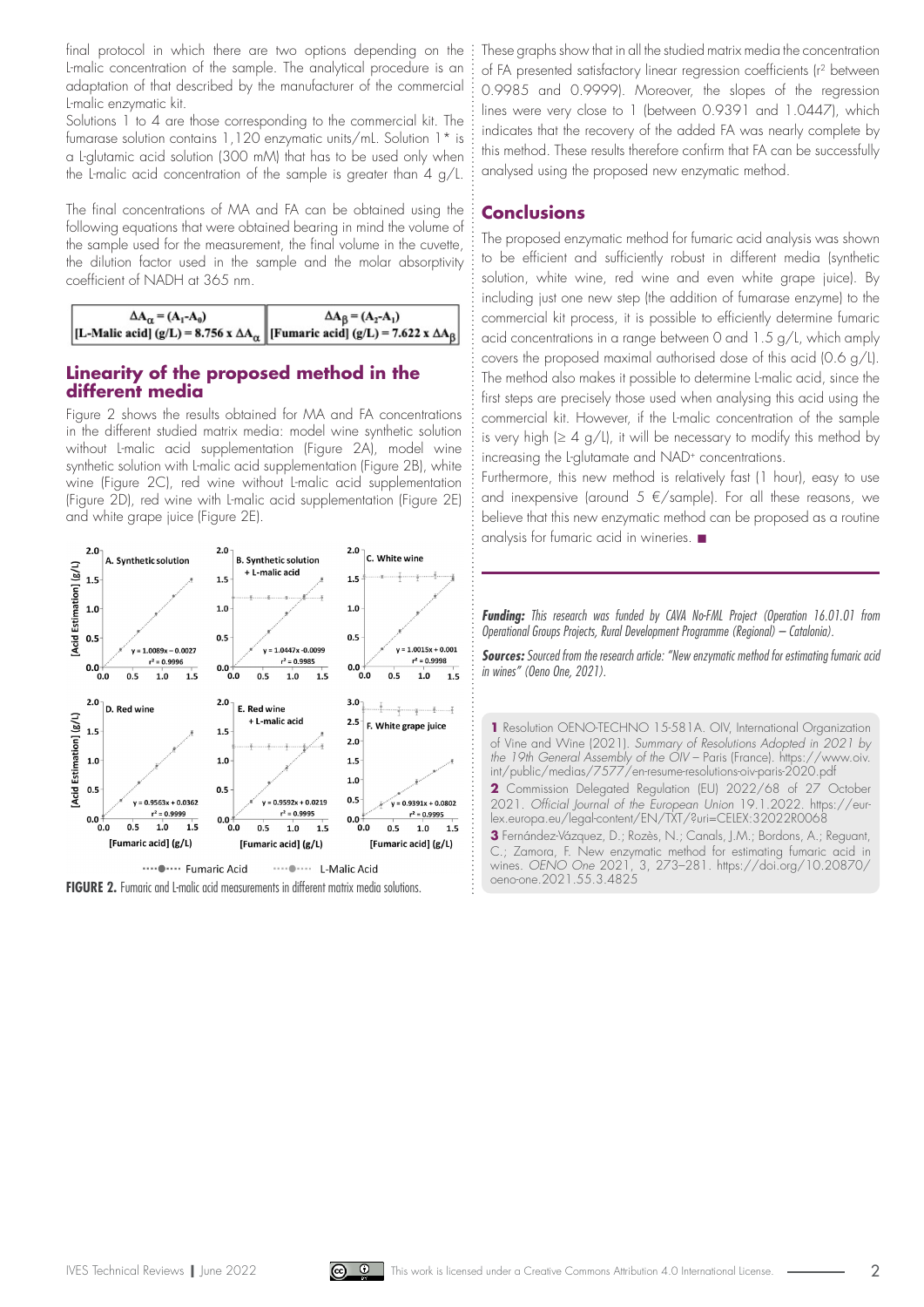final protocol in which there are two options depending on the L-malic concentration of the sample. The analytical procedure is an adaptation of that described by the manufacturer of the commercial L-malic enzymatic kit.

Solutions 1 to 4 are those corresponding to the commercial kit. The fumarase solution contains 1,120 enzymatic units/mL. Solution 1* is a L-glutamic acid solution (300 mM) that has to be used only when the L-malic acid concentration of the sample is greater than 4 g/L.

The final concentrations of MA and FA can be obtained using the following equations that were obtained bearing in mind the volume of the sample used for the measurement, the final volume in the cuvette, the dilution factor used in the sample and the molar absorptivity coefficient of NADH at 365 nm.

| | |
|---|---|
| $\Delta A_{\alpha} = (A_1 - A_0)$ | $\Delta A_{\beta} = (A_2 - A_1)$ |
| [L-Malic acid] (g/L) = $8.756 \times \Delta A_{\alpha}$ | [Fumaric acid] (g/L) = $7.622 \times \Delta A_{\beta}$ |

## Linearity of the proposed method in the different media

Figure 2 shows the results obtained for MA and FA concentrations in the different studied matrix media: model wine synthetic solution without L-malic acid supplementation (Figure 2A), model wine synthetic solution with L-malic acid supplementation (Figure 2B), white wine (Figure 2C), red wine without L-malic acid supplementation (Figure 2D), red wine with L-malic acid supplementation (Figure 2E) and white grape juice (Figure 2E).

A. Synthetic solution
y = 1.0089x – 0.0027
r² = 0.9996

B. Synthetic solution + L-malic acid
y = 1.0447x -0.0099
r² = 0.9985

C. White wine
y = 1.0015x + 0.001
r² = 0.9998

D. Red wine
y = 0.9563x + 0.0362
r² = 0.9999

E. Red wine + L-malic acid
y = 0.9592x + 0.0219
r² = 0.9995

F. White grape juice
y = 0.9391x + 0.0802
r² = 0.9995

[Acid Estimation] (g/L)

[Fumaric acid] (g/L)

Fumaric Acid  L-Malic Acid

**FIGURE 2.** Fumaric and L-malic acid measurements in different matrix media solutions.

These graphs show that in all the studied matrix media the concentration of FA presented satisfactory linear regression coefficients ($r^2$ between 0.9985 and 0.9999). Moreover, the slopes of the regression lines were very close to 1 (between 0.9391 and 1.0447), which indicates that the recovery of the added FA was nearly complete by this method. These results therefore confirm that FA can be successfully analysed using the proposed new enzymatic method.

## Conclusions

The proposed enzymatic method for fumaric acid analysis was shown to be efficient and sufficiently robust in different media (synthetic solution, white wine, red wine and even white grape juice). By including just one new step (the addition of fumarase enzyme) to the commercial kit process, it is possible to efficiently determine fumaric acid concentrations in a range between 0 and 1.5 g/L, which amply covers the proposed maximal authorised dose of this acid (0.6 g/L). The method also makes it possible to determine L-malic acid, since the first steps are precisely those used when analysing this acid using the commercial kit. However, if the L-malic concentration of the sample is very high (≥ 4 g/L), it will be necessary to modify this method by increasing the L-glutamate and $NAD^+$ concentrations.

Furthermore, this new method is relatively fast (1 hour), easy to use and inexpensive (around 5 €/sample). For all these reasons, we believe that this new enzymatic method can be proposed as a routine analysis for fumaric acid in wineries. ■

***Funding:*** *This research was funded by CAVA No-FML Project (Operation 16.01.01 from Operational Groups Projects, Rural Development Programme (Regional) – Catalonia).*

***Sources:*** *Sourced from the research article: "New enzymatic method for estimating fumaric acid in wines" (Oeno One, 2021).*

**1** Resolution OENO-TECHNO 15-581A. OIV, International Organization of Vine and Wine (2021). *Summary of Resolutions Adopted in 2021 by the 19th General Assembly of the OIV* – Paris (France). https://www.oiv.int/public/medias/7577/en-resume-resolutions-oiv-paris-2020.pdf

**2** Commission Delegated Regulation (EU) 2022/68 of 27 October 2021. *Official Journal of the European Union* 19.1.2022. https://eur-lex.europa.eu/legal-content/EN/TXT/?uri=CELEX:32022R0068

**3** Fernández-Vázquez, D.; Rozès, N.; Canals, J.M.; Bordons, A.; Reguant, C.; Zamora, F. New enzymatic method for estimating fumaric acid in wines. *OENO One* 2021, 3, 273–281. https://doi.org/10.20870/oeno-one.2021.55.3.4825